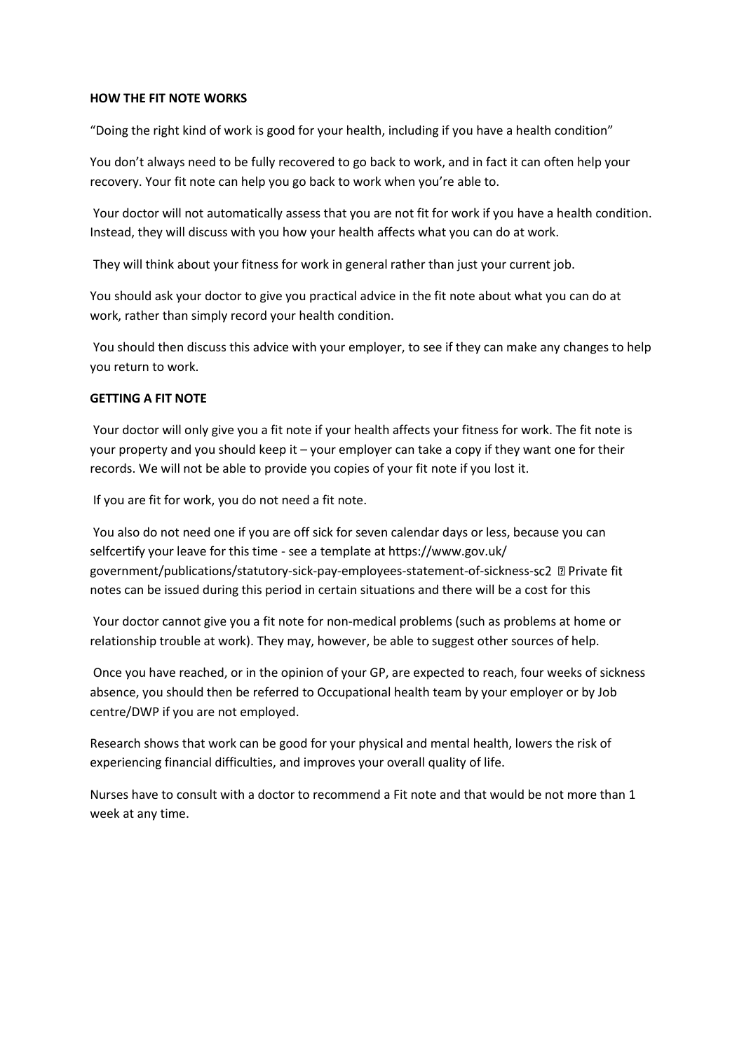**HOW THE FIT NOTE WORKS**

"Doing the right kind of work is good for your health, including if you have a health condition"

You don't always need to be fully recovered to go back to work, and in fact it can often help your recovery. Your fit note can help you go back to work when you're able to.

Your doctor will not automatically assess that you are not fit for work if you have a health condition. Instead, they will discuss with you how your health affects what you can do at work.

They will think about your fitness for work in general rather than just your current job.

You should ask your doctor to give you practical advice in the fit note about what you can do at work, rather than simply record your health condition.

You should then discuss this advice with your employer, to see if they can make any changes to help you return to work.

**GETTING A FIT NOTE**

Your doctor will only give you a fit note if your health affects your fitness for work. The fit note is your property and you should keep it – your employer can take a copy if they want one for their records. We will not be able to provide you copies of your fit note if you lost it.

If you are fit for work, you do not need a fit note.

You also do not need one if you are off sick for seven calendar days or less, because you can selfcertify your leave for this time - see a template at https://www.gov.uk/ government/publications/statutory-sick-pay-employees-statement-of-sickness-sc2 ▯ Private fit notes can be issued during this period in certain situations and there will be a cost for this

Your doctor cannot give you a fit note for non-medical problems (such as problems at home or relationship trouble at work). They may, however, be able to suggest other sources of help.

Once you have reached, or in the opinion of your GP, are expected to reach, four weeks of sickness absence, you should then be referred to Occupational health team by your employer or by Job centre/DWP if you are not employed.

Research shows that work can be good for your physical and mental health, lowers the risk of experiencing financial difficulties, and improves your overall quality of life.

Nurses have to consult with a doctor to recommend a Fit note and that would be not more than 1 week at any time.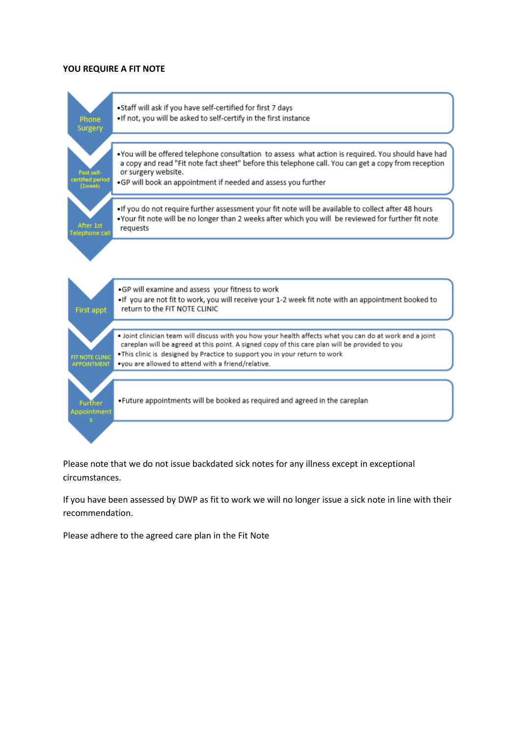**YOU REQUIRE A FIT NOTE**

**Phone Surgery**

- Staff will ask if you have self-certified for first 7 days
- If not, you will be asked to self-certify in the first instance

**Past self-certified period (1week)**

- You will be offered telephone consultation to assess what action is required. You should have had a copy and read "Fit note fact sheet" before this telephone call. You can get a copy from reception or surgery website.
- GP will book an appointment if needed and assess you further

**After 1st Telephone call**

- If you do not require further assessment your fit note will be available to collect after 48 hours
- Your fit note will be no longer than 2 weeks after which you will be reviewed for further fit note requests

**First appt**

- GP will examine and assess your fitness to work
- If you are not fit to work, you will receive your 1-2 week fit note with an appointment booked to return to the FIT NOTE CLINIC

**FIT NOTE CLINIC APPOINTMENT**

- Joint clinician team will discuss with you how your health affects what you can do at work and a joint careplan will be agreed at this point. A signed copy of this care plan will be provided to you
- This clinic is designed by Practice to support you in your return to work
- you are allowed to attend with a friend/relative.

**Further Appointments**

- Future appointments will be booked as required and agreed in the careplan

Please note that we do not issue backdated sick notes for any illness except in exceptional circumstances.

If you have been assessed by DWP as fit to work we will no longer issue a sick note in line with their recommendation.

Please adhere to the agreed care plan in the Fit Note